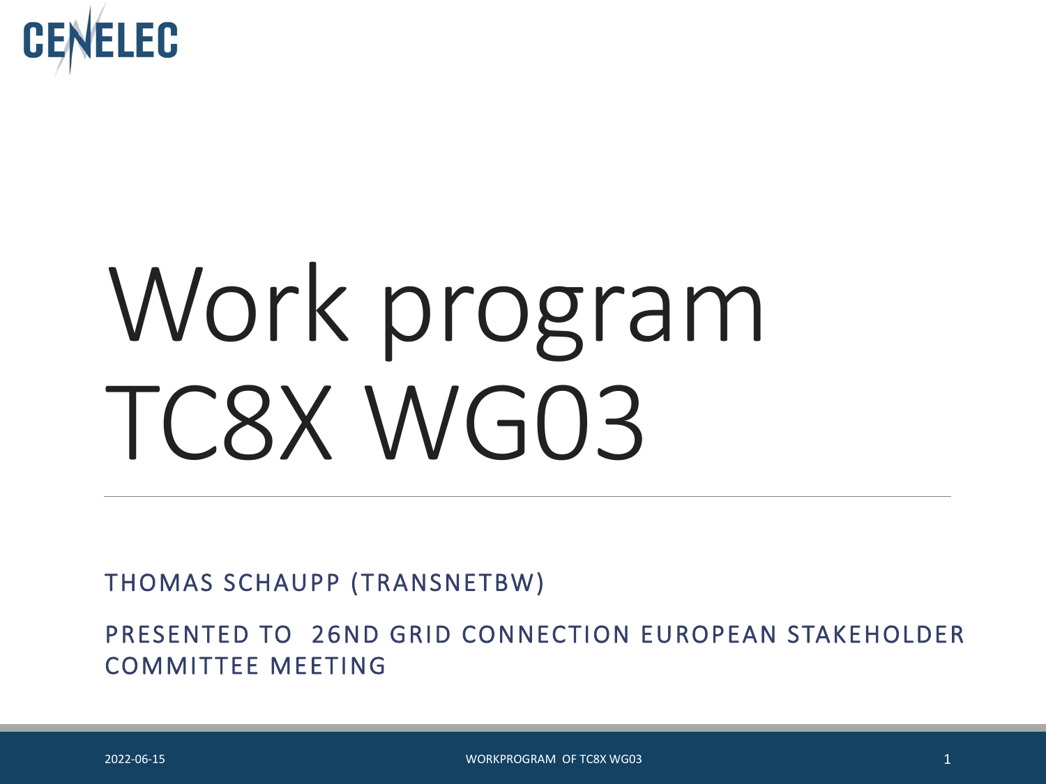CENELEC

# Work program TC8X WG03

THOMAS SCHAUPP (TRANSNETBW)

PRESENTED TO 26ND GRID CONNECTION EUROPEAN STAKEHOLDER COMMITTEE MEETING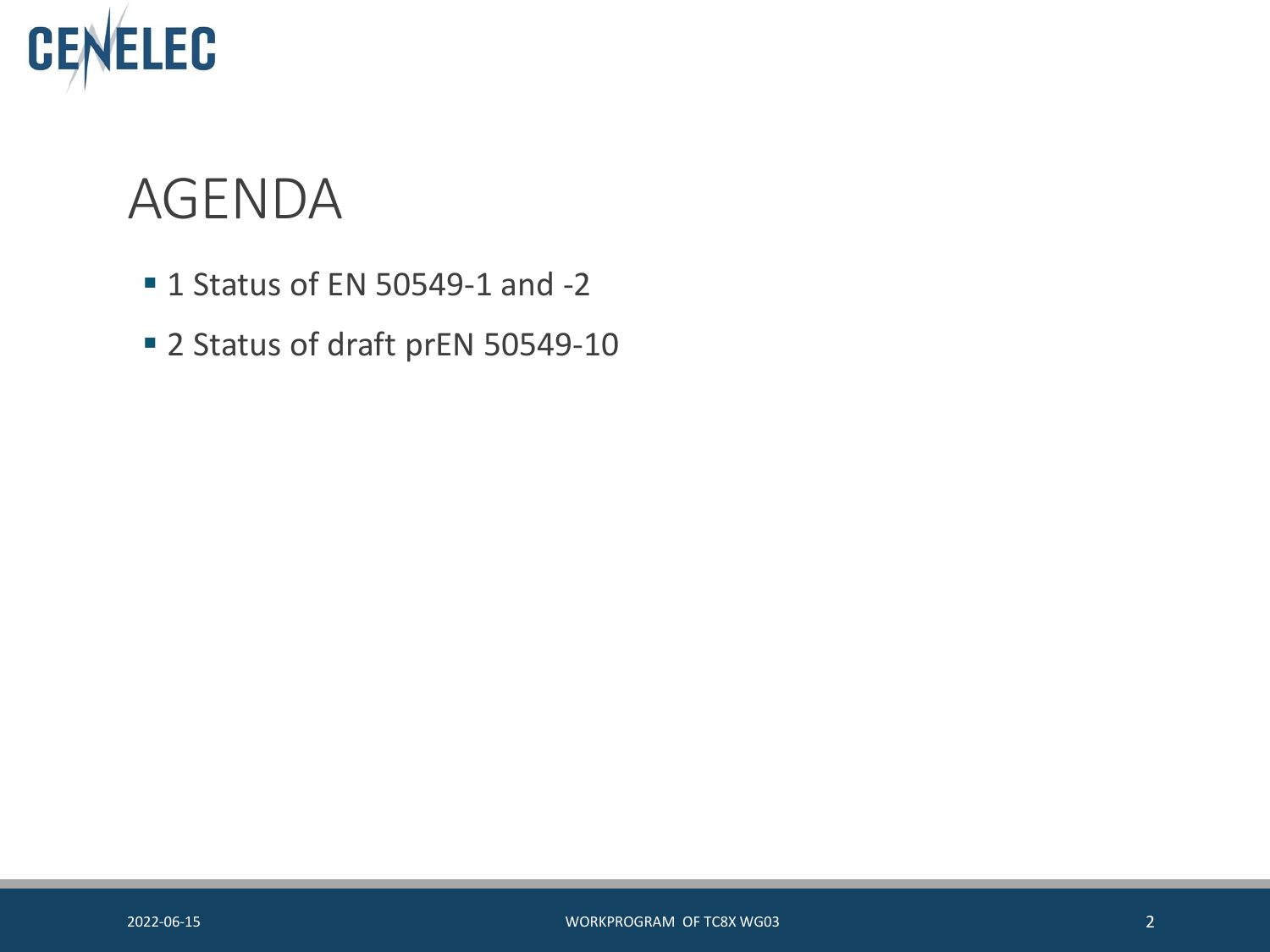# AGENDA

- 1 Status of EN 50549-1 and -2
- 2 Status of draft prEN 50549-10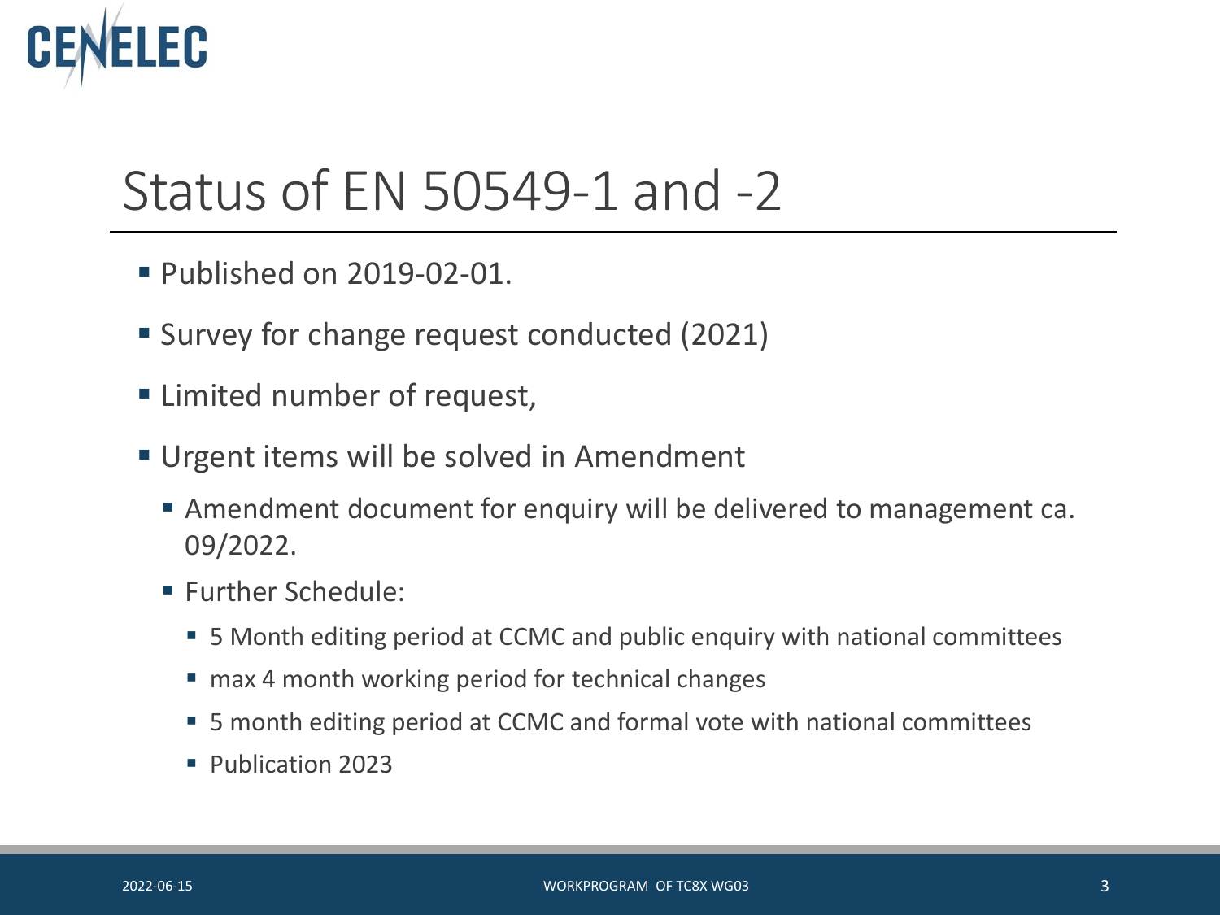# Status of EN 50549-1 and -2

- Published on 2019-02-01.
- Survey for change request conducted (2021)
- Limited number of request,
- Urgent items will be solved in Amendment
  - Amendment document for enquiry will be delivered to management ca. 09/2022.
  - Further Schedule:
    - 5 Month editing period at CCMC and public enquiry with national committees
    - max 4 month working period for technical changes
    - 5 month editing period at CCMC and formal vote with national committees
    - Publication 2023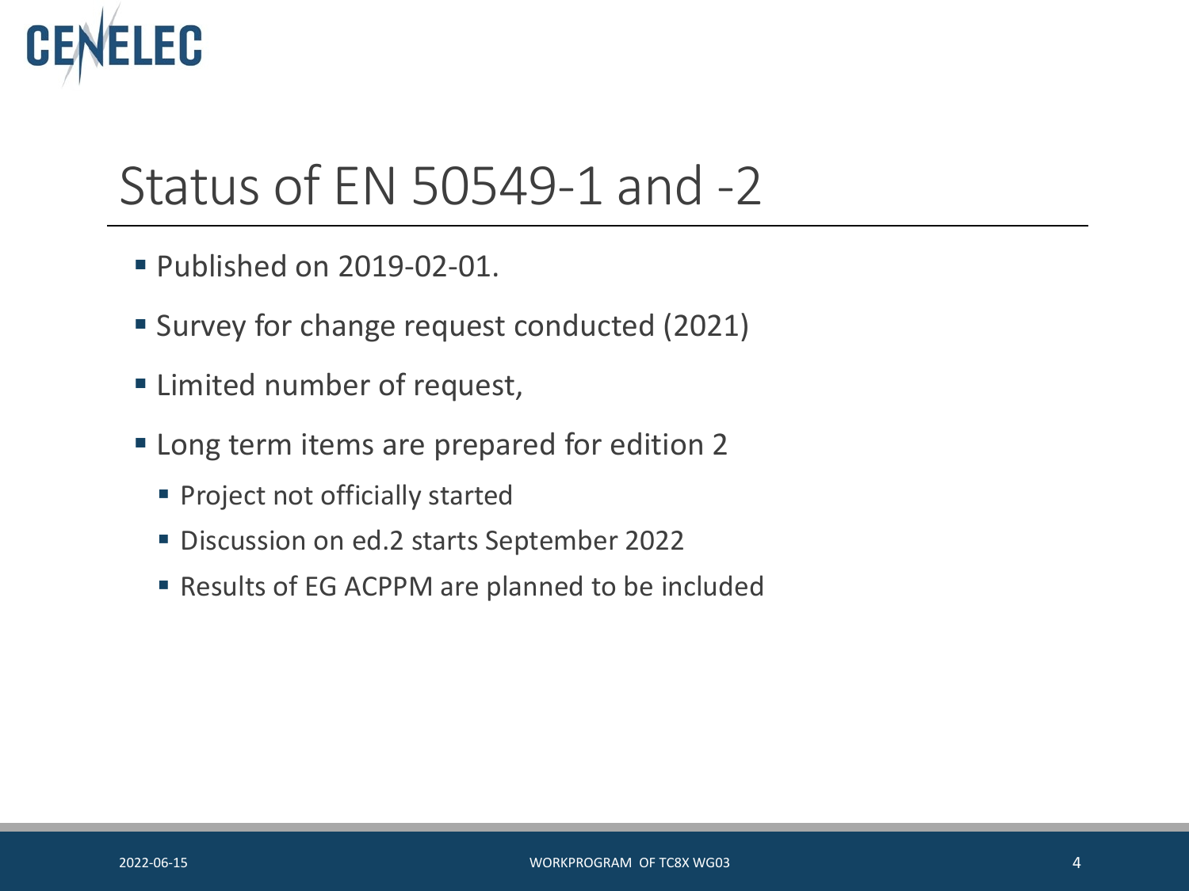# Status of EN 50549-1 and -2

- Published on 2019-02-01.
- Survey for change request conducted (2021)
- Limited number of request,
- Long term items are prepared for edition 2
  - Project not officially started
  - Discussion on ed.2 starts September 2022
  - Results of EG ACPPM are planned to be included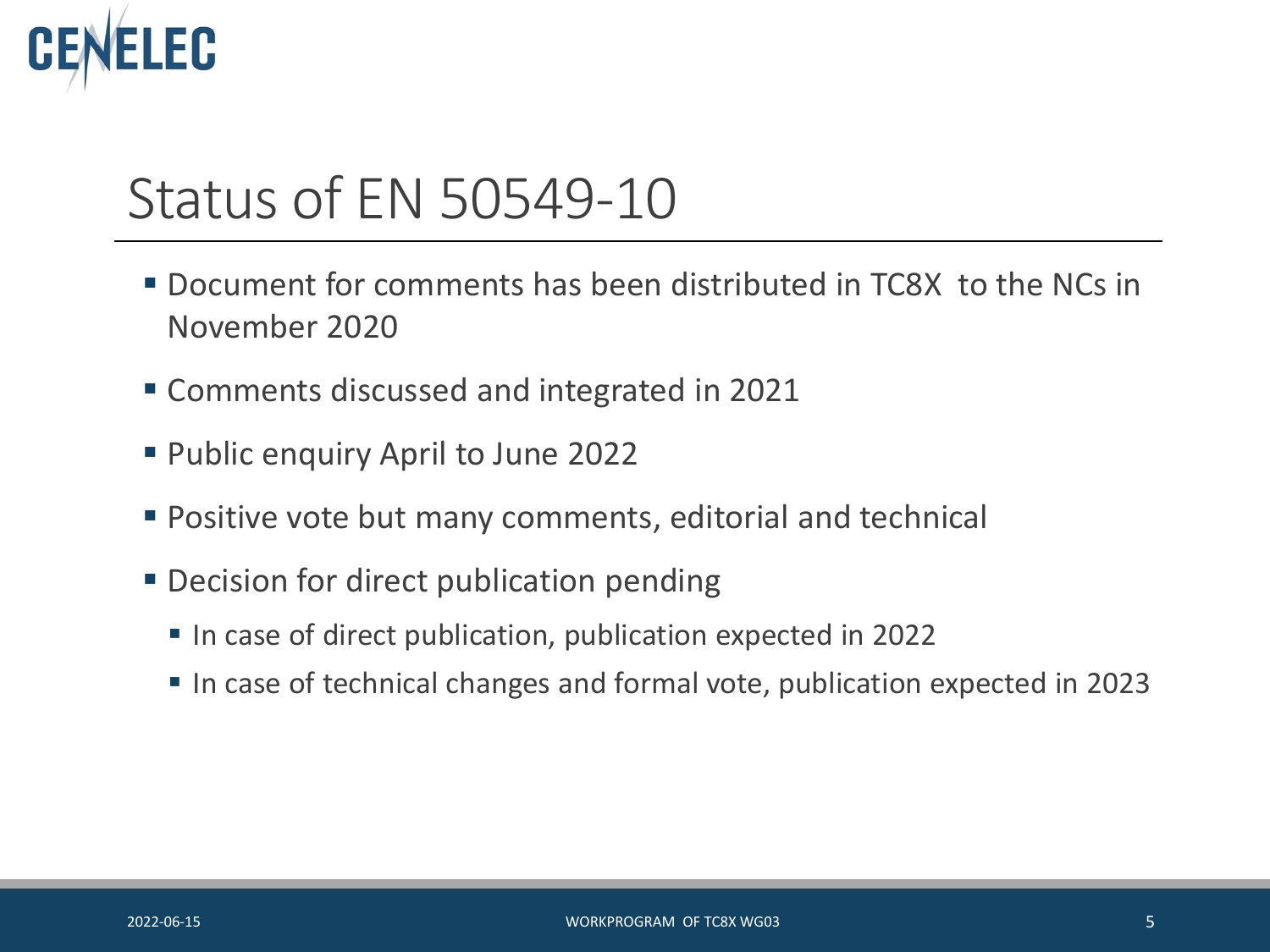# Status of EN 50549-10

- Document for comments has been distributed in TC8X to the NCs in November 2020
- Comments discussed and integrated in 2021
- Public enquiry April to June 2022
- Positive vote but many comments, editorial and technical
- Decision for direct publication pending
  - In case of direct publication, publication expected in 2022
  - In case of technical changes and formal vote, publication expected in 2023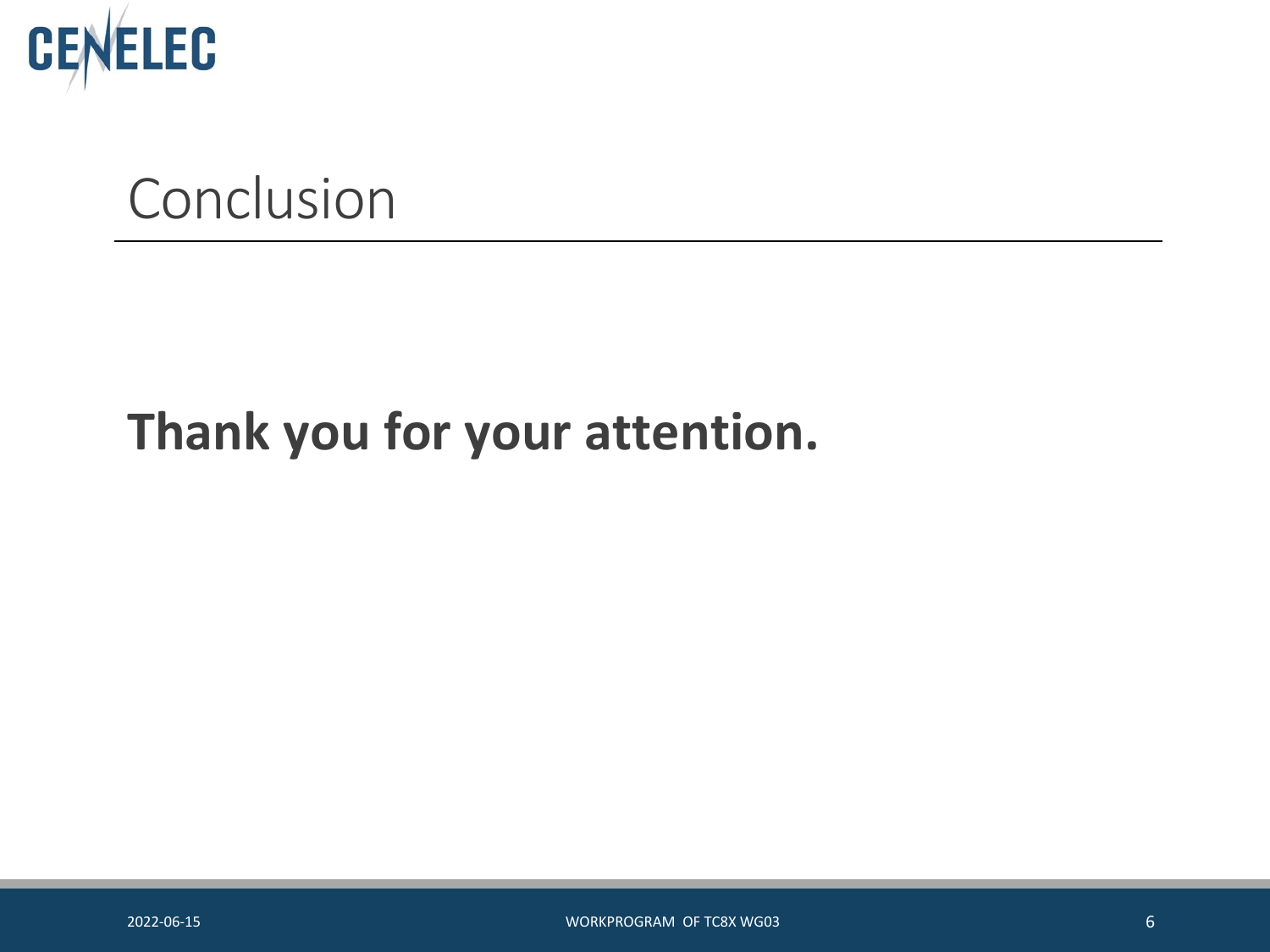# Conclusion

**Thank you for your attention.**